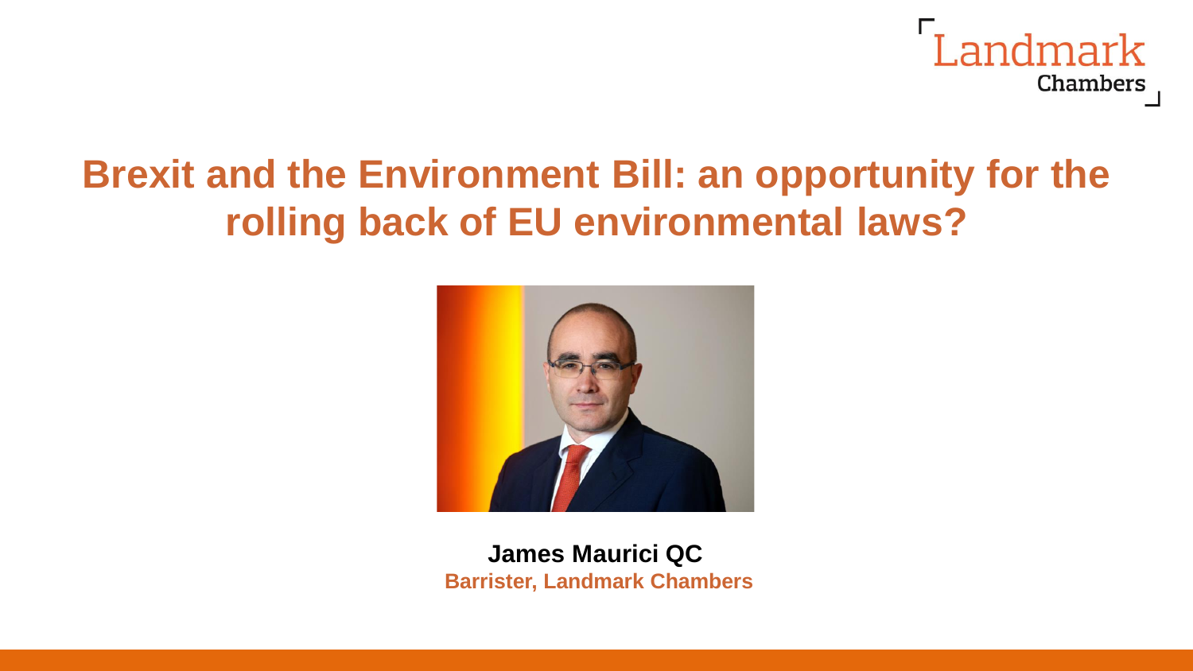Landmark Chambers

# Brexit and the Environment Bill: an opportunity for the rolling back of EU environmental laws?

**James Maurici QC**
**Barrister, Landmark Chambers**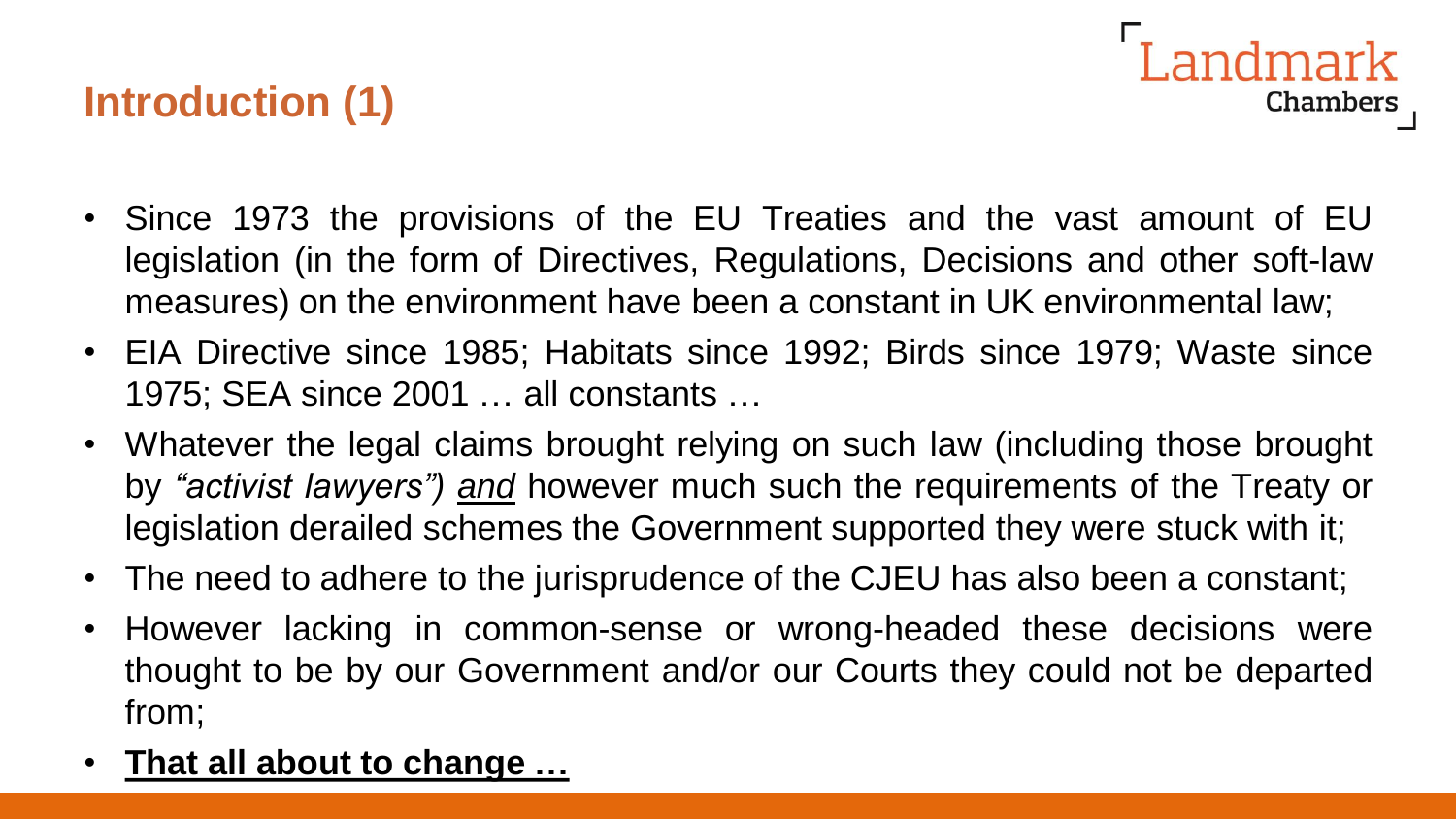## Introduction (1)

- Since 1973 the provisions of the EU Treaties and the vast amount of EU legislation (in the form of Directives, Regulations, Decisions and other soft-law measures) on the environment have been a constant in UK environmental law;
- EIA Directive since 1985; Habitats since 1992; Birds since 1979; Waste since 1975; SEA since 2001 … all constants …
- Whatever the legal claims brought relying on such law (including those brought by *"activist lawyers")* <u>*and*</u> however much such the requirements of the Treaty or legislation derailed schemes the Government supported they were stuck with it;
- The need to adhere to the jurisprudence of the CJEU has also been a constant;
- However lacking in common-sense or wrong-headed these decisions were thought to be by our Government and/or our Courts they could not be departed from;
- <u>**That all about to change …**</u>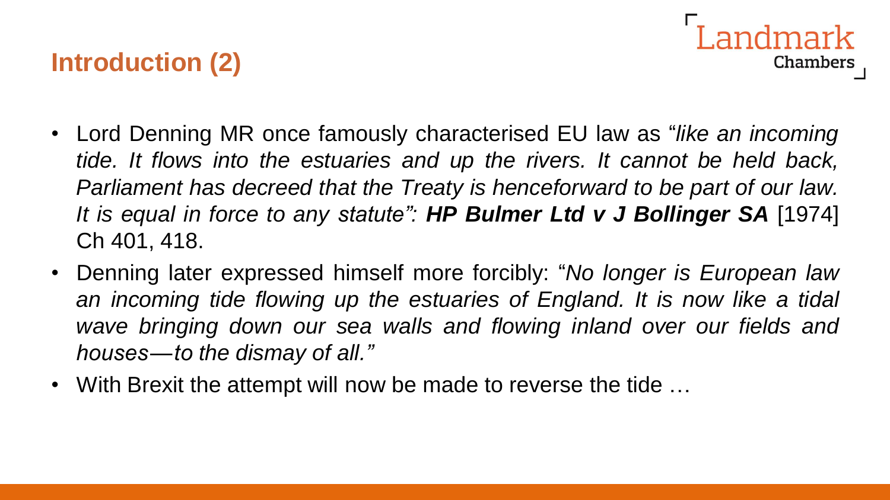## Introduction (2)

- Lord Denning MR once famously characterised EU law as "*like an incoming tide. It flows into the estuaries and up the rivers. It cannot be held back, Parliament has decreed that the Treaty is henceforward to be part of our law. It is equal in force to any statute": **HP Bulmer Ltd v J Bollinger SA*** [1974] Ch 401, 418.
- Denning later expressed himself more forcibly: "*No longer is European law an incoming tide flowing up the estuaries of England. It is now like a tidal wave bringing down our sea walls and flowing inland over our fields and houses—to the dismay of all."*
- With Brexit the attempt will now be made to reverse the tide …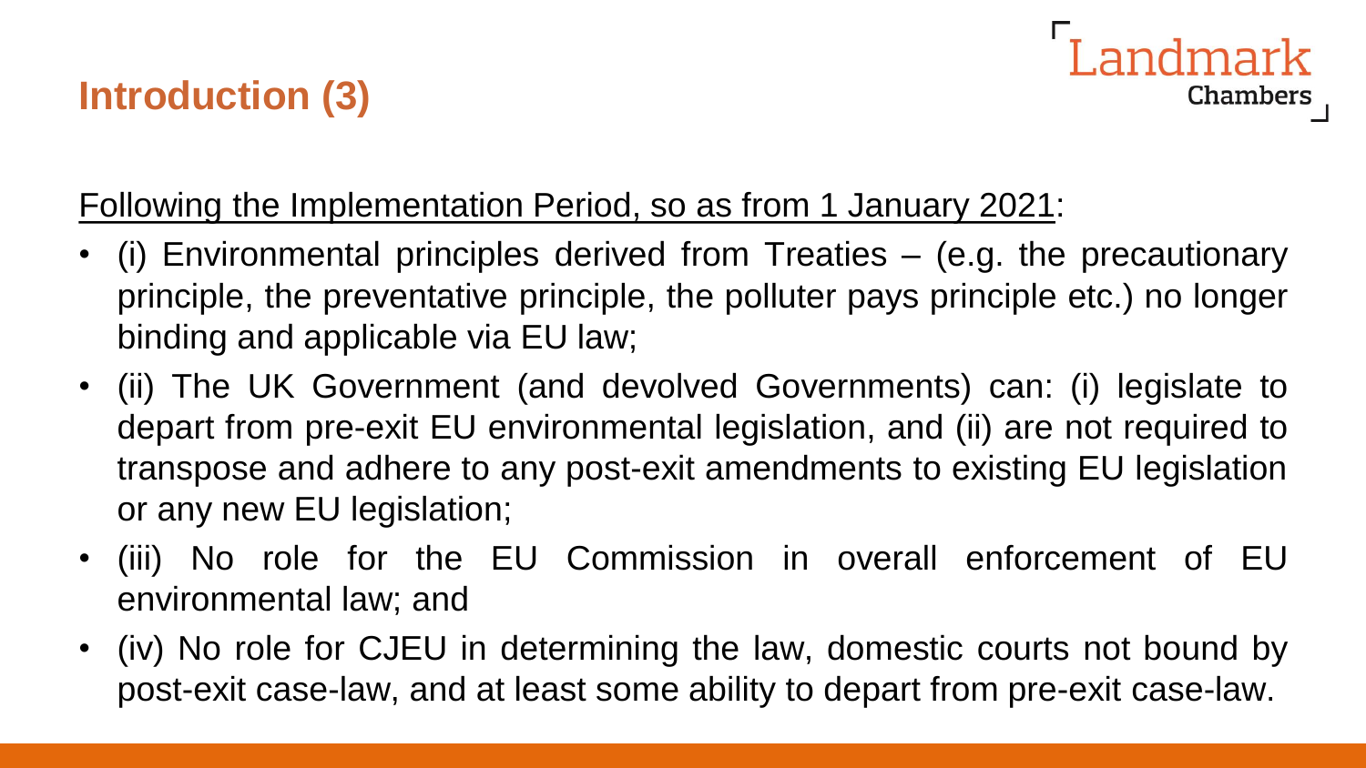# Introduction (3)

<u>Following the Implementation Period, so as from 1 January 2021</u>:

- (i) Environmental principles derived from Treaties – (e.g. the precautionary principle, the preventative principle, the polluter pays principle etc.) no longer binding and applicable via EU law;
- (ii) The UK Government (and devolved Governments) can: (i) legislate to depart from pre-exit EU environmental legislation, and (ii) are not required to transpose and adhere to any post-exit amendments to existing EU legislation or any new EU legislation;
- (iii) No role for the EU Commission in overall enforcement of EU environmental law; and
- (iv) No role for CJEU in determining the law, domestic courts not bound by post-exit case-law, and at least some ability to depart from pre-exit case-law.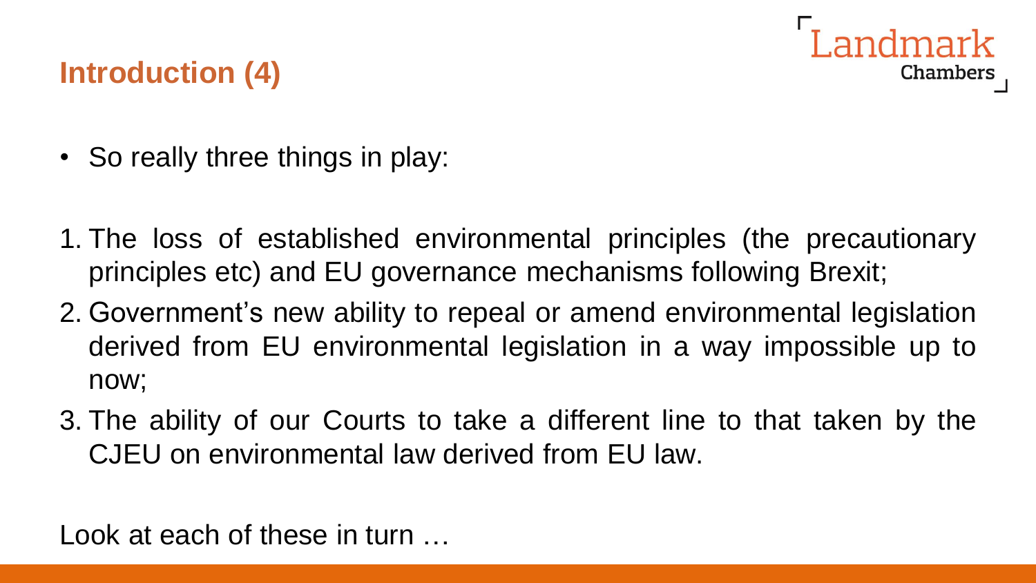## Introduction (4)

- So really three things in play:

1. The loss of established environmental principles (the precautionary principles etc) and EU governance mechanisms following Brexit;
2. Government's new ability to repeal or amend environmental legislation derived from EU environmental legislation in a way impossible up to now;
3. The ability of our Courts to take a different line to that taken by the CJEU on environmental law derived from EU law.

Look at each of these in turn …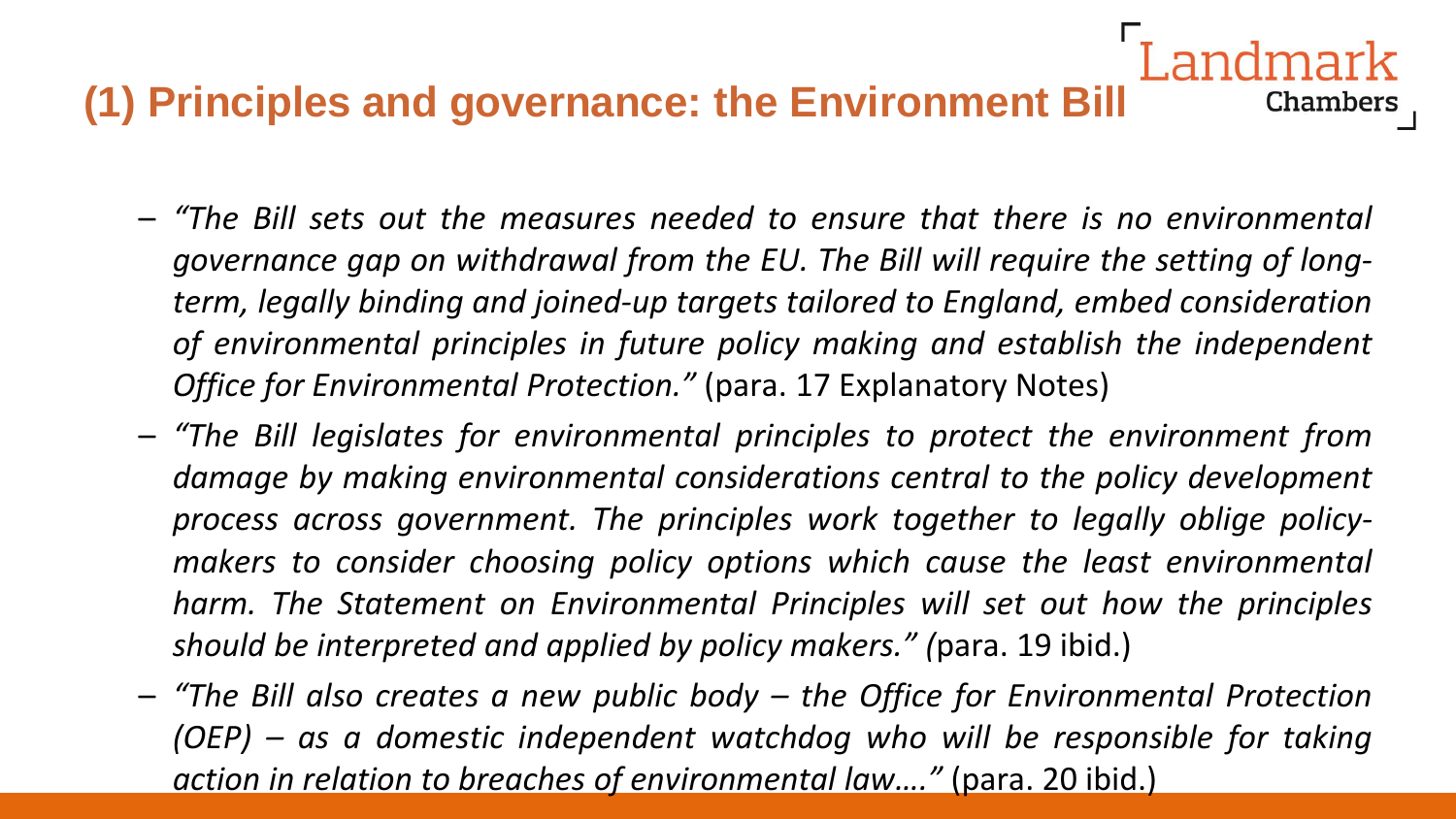## (1) Principles and governance: the Environment Bill

- *"The Bill sets out the measures needed to ensure that there is no environmental governance gap on withdrawal from the EU. The Bill will require the setting of long-term, legally binding and joined-up targets tailored to England, embed consideration of environmental principles in future policy making and establish the independent Office for Environmental Protection."* (para. 17 Explanatory Notes)
- *"The Bill legislates for environmental principles to protect the environment from damage by making environmental considerations central to the policy development process across government. The principles work together to legally oblige policy-makers to consider choosing policy options which cause the least environmental harm. The Statement on Environmental Principles will set out how the principles should be interpreted and applied by policy makers." (*para. 19 ibid.)
- *"The Bill also creates a new public body – the Office for Environmental Protection (OEP) – as a domestic independent watchdog who will be responsible for taking action in relation to breaches of environmental law…."* (para. 20 ibid.)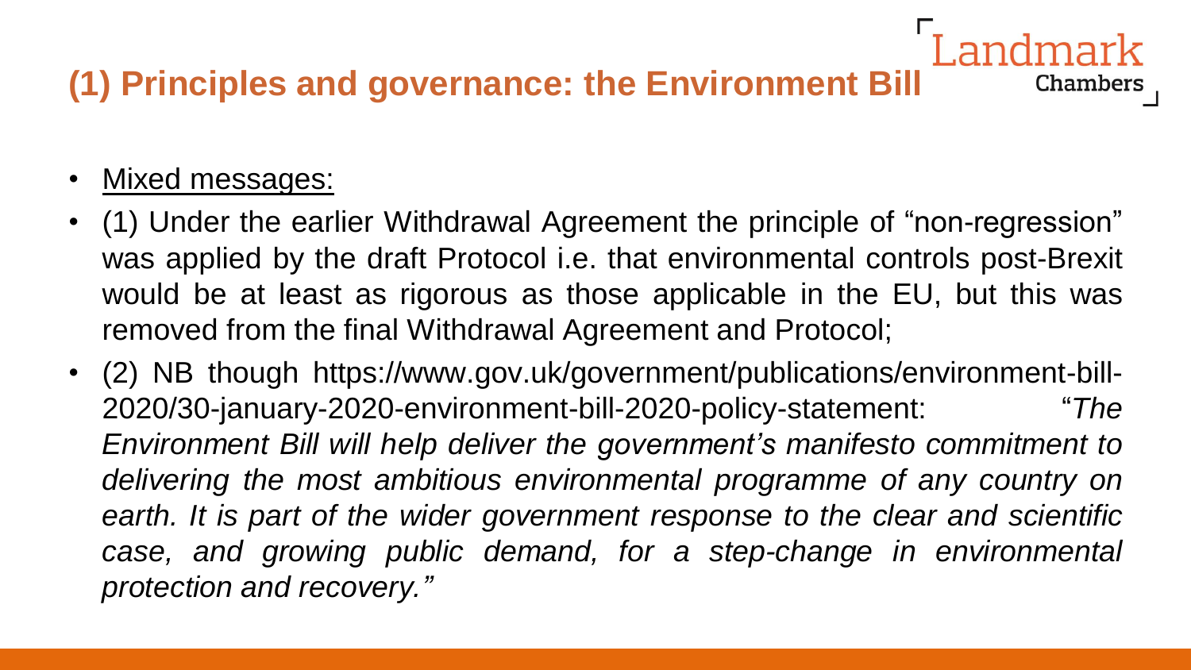## (1) Principles and governance: the Environment Bill

- Mixed messages:
- (1) Under the earlier Withdrawal Agreement the principle of "non-regression" was applied by the draft Protocol i.e. that environmental controls post-Brexit would be at least as rigorous as those applicable in the EU, but this was removed from the final Withdrawal Agreement and Protocol;
- (2) NB though https://www.gov.uk/government/publications/environment-bill-2020/30-january-2020-environment-bill-2020-policy-statement: "*The Environment Bill will help deliver the government's manifesto commitment to delivering the most ambitious environmental programme of any country on earth. It is part of the wider government response to the clear and scientific case, and growing public demand, for a step-change in environmental protection and recovery.*"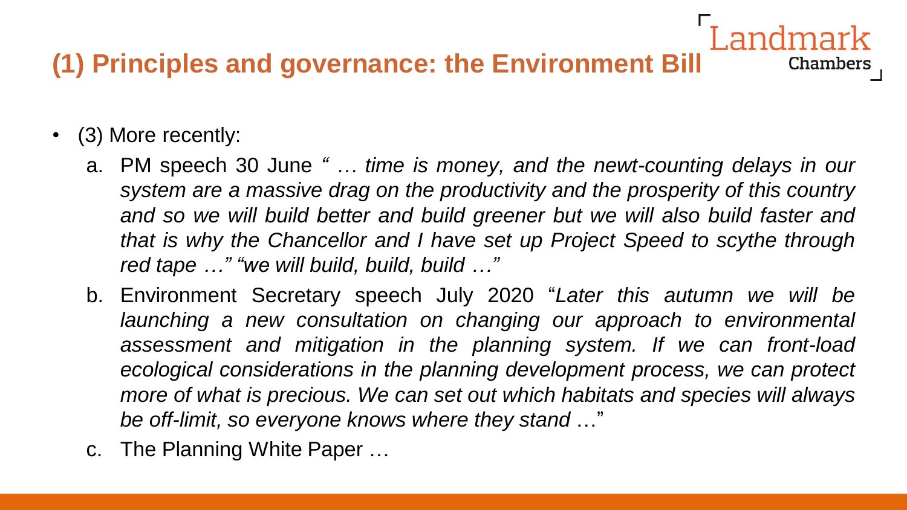## (1) Principles and governance: the Environment Bill

- (3) More recently:
  a. PM speech 30 June *" … time is money, and the newt-counting delays in our system are a massive drag on the productivity and the prosperity of this country and so we will build better and build greener but we will also build faster and that is why the Chancellor and I have set up Project Speed to scythe through red tape …" "we will build, build, build …"*
  b. Environment Secretary speech July 2020 "*Later this autumn we will be launching a new consultation on changing our approach to environmental assessment and mitigation in the planning system. If we can front-load ecological considerations in the planning development process, we can protect more of what is precious. We can set out which habitats and species will always be off-limit, so everyone knows where they stand* …"
  c. The Planning White Paper …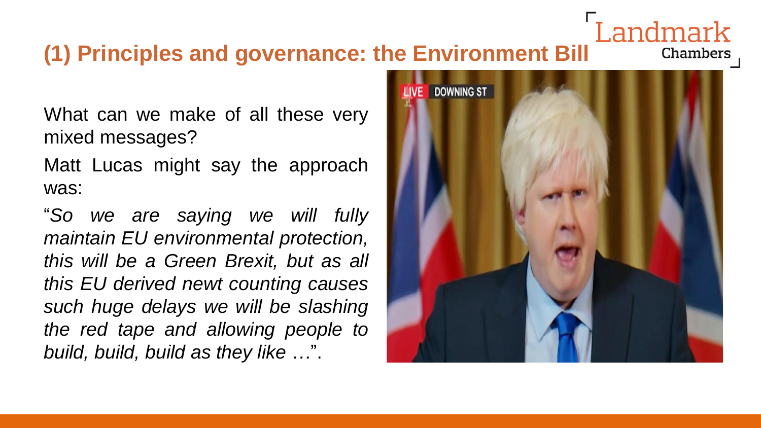## (1) Principles and governance: the Environment Bill

What can we make of all these very mixed messages?

Matt Lucas might say the approach was:

"*So we are saying we will fully maintain EU environmental protection, this will be a Green Brexit, but as all this EU derived newt counting causes such huge delays we will be slashing the red tape and allowing people to build, build, build as they like …*".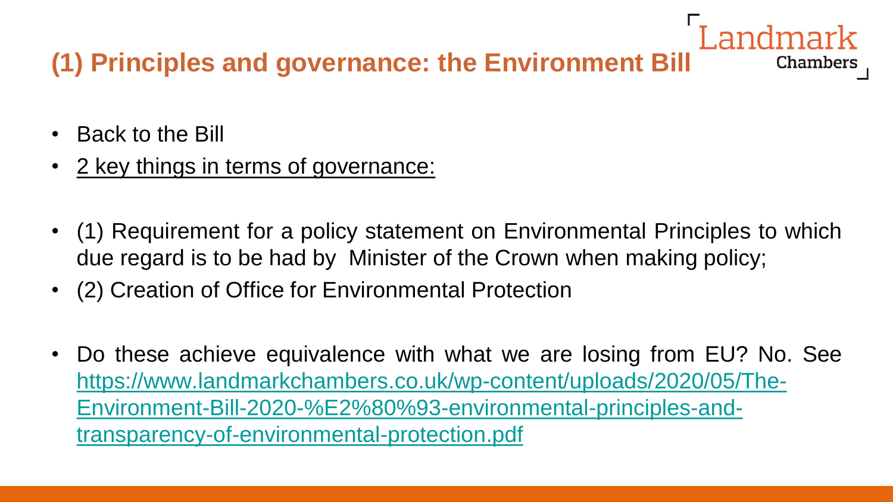## (1) Principles and governance: the Environment Bill

- Back to the Bill
- <u>2 key things in terms of governance:</u>

- (1) Requirement for a policy statement on Environmental Principles to which due regard is to be had by Minister of the Crown when making policy;
- (2) Creation of Office for Environmental Protection

- Do these achieve equivalence with what we are losing from EU? No. See [https://www.landmarkchambers.co.uk/wp-content/uploads/2020/05/The-Environment-Bill-2020-%E2%80%93-environmental-principles-and-transparency-of-environmental-protection.pdf](https://www.landmarkchambers.co.uk/wp-content/uploads/2020/05/The-Environment-Bill-2020-%E2%80%93-environmental-principles-and-transparency-of-environmental-protection.pdf)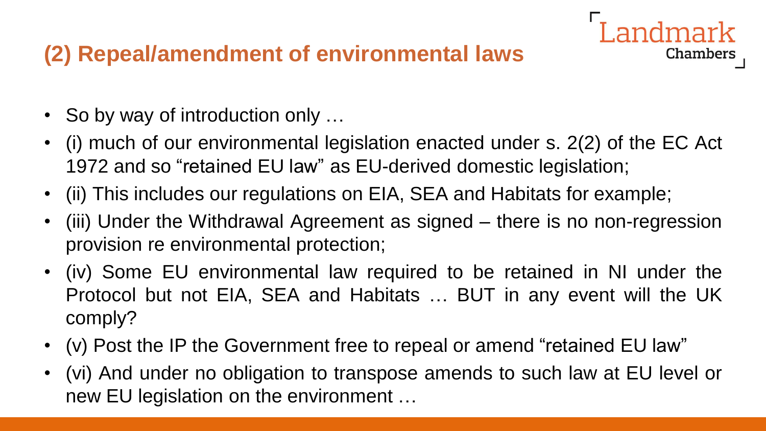## (2) Repeal/amendment of environmental laws

- So by way of introduction only …
- (i) much of our environmental legislation enacted under s. 2(2) of the EC Act 1972 and so "retained EU law" as EU-derived domestic legislation;
- (ii) This includes our regulations on EIA, SEA and Habitats for example;
- (iii) Under the Withdrawal Agreement as signed – there is no non-regression provision re environmental protection;
- (iv) Some EU environmental law required to be retained in NI under the Protocol but not EIA, SEA and Habitats … BUT in any event will the UK comply?
- (v) Post the IP the Government free to repeal or amend "retained EU law"
- (vi) And under no obligation to transpose amends to such law at EU level or new EU legislation on the environment …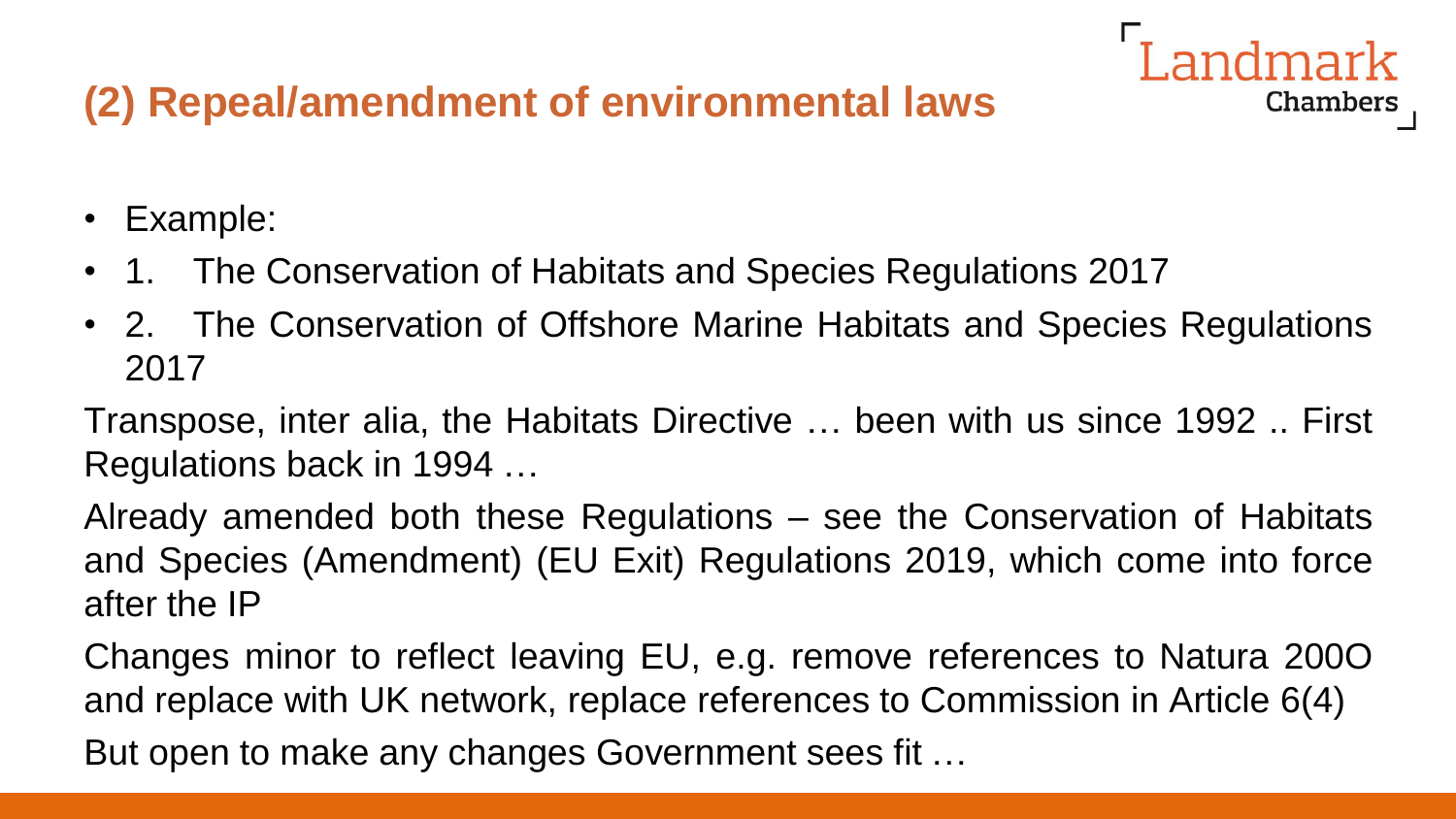## (2) Repeal/amendment of environmental laws

- Example:
- 1. The Conservation of Habitats and Species Regulations 2017
- 2. The Conservation of Offshore Marine Habitats and Species Regulations 2017

Transpose, inter alia, the Habitats Directive … been with us since 1992 .. First Regulations back in 1994 …

Already amended both these Regulations – see the Conservation of Habitats and Species (Amendment) (EU Exit) Regulations 2019, which come into force after the IP

Changes minor to reflect leaving EU, e.g. remove references to Natura 200O and replace with UK network, replace references to Commission in Article 6(4)

But open to make any changes Government sees fit …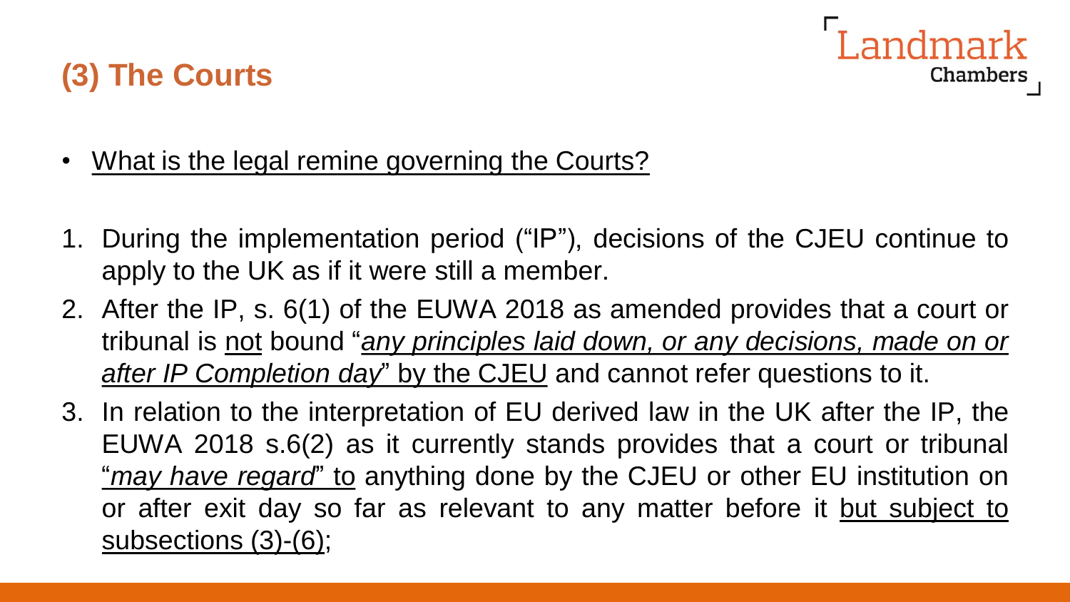## (3) The Courts

- What is the legal remine governing the Courts?

1. During the implementation period ("IP"), decisions of the CJEU continue to apply to the UK as if it were still a member.
2. After the IP, s. 6(1) of the EUWA 2018 as amended provides that a court or tribunal is not bound "*any principles laid down, or any decisions, made on or after IP Completion day*" by the CJEU and cannot refer questions to it.
3. In relation to the interpretation of EU derived law in the UK after the IP, the EUWA 2018 s.6(2) as it currently stands provides that a court or tribunal "*may have regard*" to anything done by the CJEU or other EU institution on or after exit day so far as relevant to any matter before it but subject to subsections (3)-(6);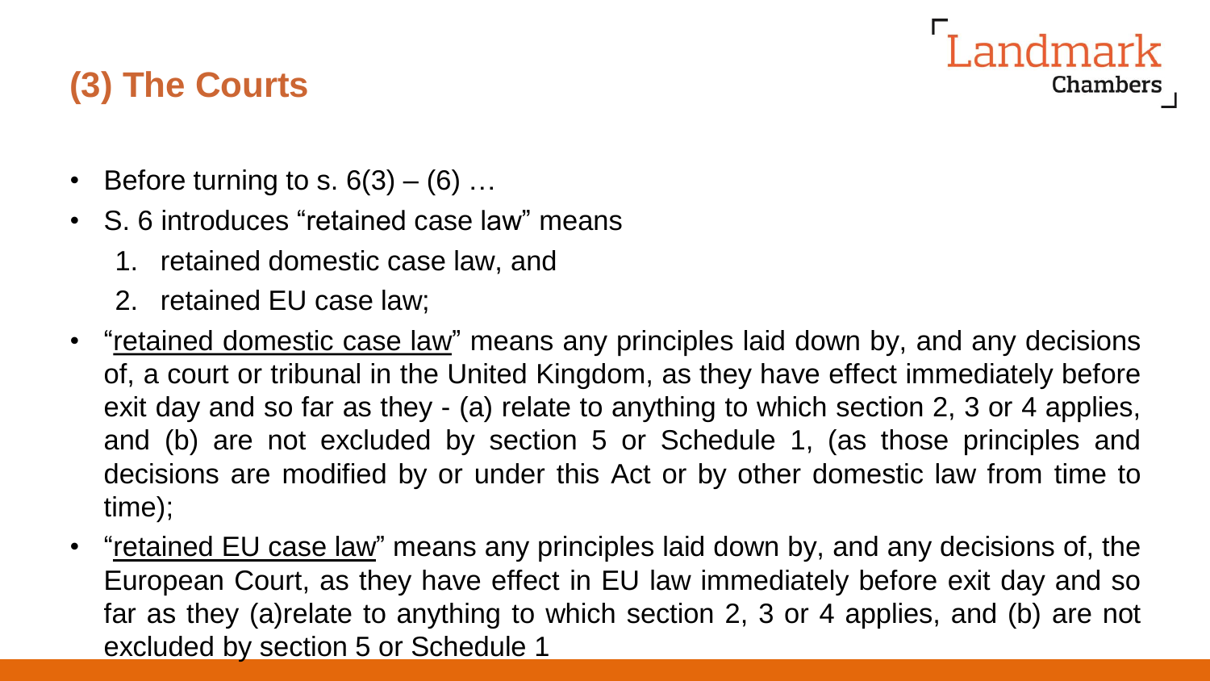## (3) The Courts

- Before turning to s. 6(3) – (6) …
- S. 6 introduces "retained case law" means
  1. retained domestic case law, and
  2. retained EU case law;
- "<u>retained domestic case law</u>" means any principles laid down by, and any decisions of, a court or tribunal in the United Kingdom, as they have effect immediately before exit day and so far as they - (a) relate to anything to which section 2, 3 or 4 applies, and (b) are not excluded by section 5 or Schedule 1, (as those principles and decisions are modified by or under this Act or by other domestic law from time to time);
- "<u>retained EU case law</u>" means any principles laid down by, and any decisions of, the European Court, as they have effect in EU law immediately before exit day and so far as they (a)relate to anything to which section 2, 3 or 4 applies, and (b) are not excluded by section 5 or Schedule 1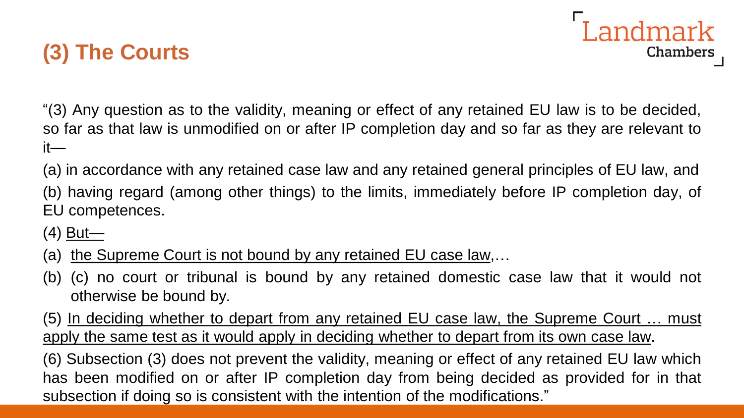## (3) The Courts

"(3) Any question as to the validity, meaning or effect of any retained EU law is to be decided, so far as that law is unmodified on or after IP completion day and so far as they are relevant to it—

(a) in accordance with any retained case law and any retained general principles of EU law, and

(b) having regard (among other things) to the limits, immediately before IP completion day, of EU competences.

(4) <u>But—</u>

(a) <u>the Supreme Court is not bound by any retained EU case law</u>,…

(b) (c) no court or tribunal is bound by any retained domestic case law that it would not otherwise be bound by.

(5) <u>In deciding whether to depart from any retained EU case law, the Supreme Court … must apply the same test as it would apply in deciding whether to depart from its own case law</u>.

(6) Subsection (3) does not prevent the validity, meaning or effect of any retained EU law which has been modified on or after IP completion day from being decided as provided for in that subsection if doing so is consistent with the intention of the modifications."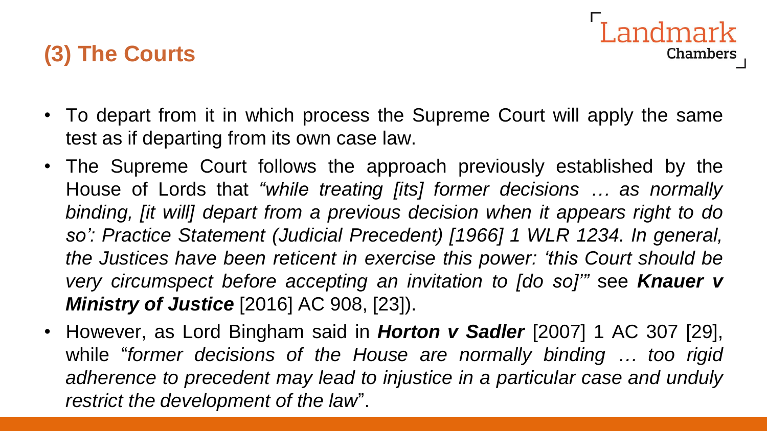## (3) The Courts

- To depart from it in which process the Supreme Court will apply the same test as if departing from its own case law.
- The Supreme Court follows the approach previously established by the House of Lords that *"while treating [its] former decisions … as normally binding, [it will] depart from a previous decision when it appears right to do so': Practice Statement (Judicial Precedent) [1966] 1 WLR 1234. In general, the Justices have been reticent in exercise this power: 'this Court should be very circumspect before accepting an invitation to [do so]'"* see ***Knauer v Ministry of Justice*** [2016] AC 908, [23]).
- However, as Lord Bingham said in ***Horton v Sadler*** [2007] 1 AC 307 [29], while "*former decisions of the House are normally binding … too rigid adherence to precedent may lead to injustice in a particular case and unduly restrict the development of the law*".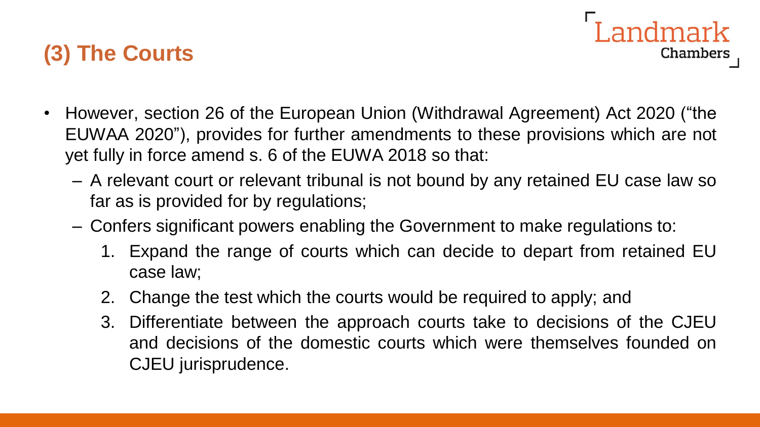## (3) The Courts

- However, section 26 of the European Union (Withdrawal Agreement) Act 2020 ("the EUWAA 2020"), provides for further amendments to these provisions which are not yet fully in force amend s. 6 of the EUWA 2018 so that:
  - A relevant court or relevant tribunal is not bound by any retained EU case law so far as is provided for by regulations;
  - Confers significant powers enabling the Government to make regulations to:
    1. Expand the range of courts which can decide to depart from retained EU case law;
    2. Change the test which the courts would be required to apply; and
    3. Differentiate between the approach courts take to decisions of the CJEU and decisions of the domestic courts which were themselves founded on CJEU jurisprudence.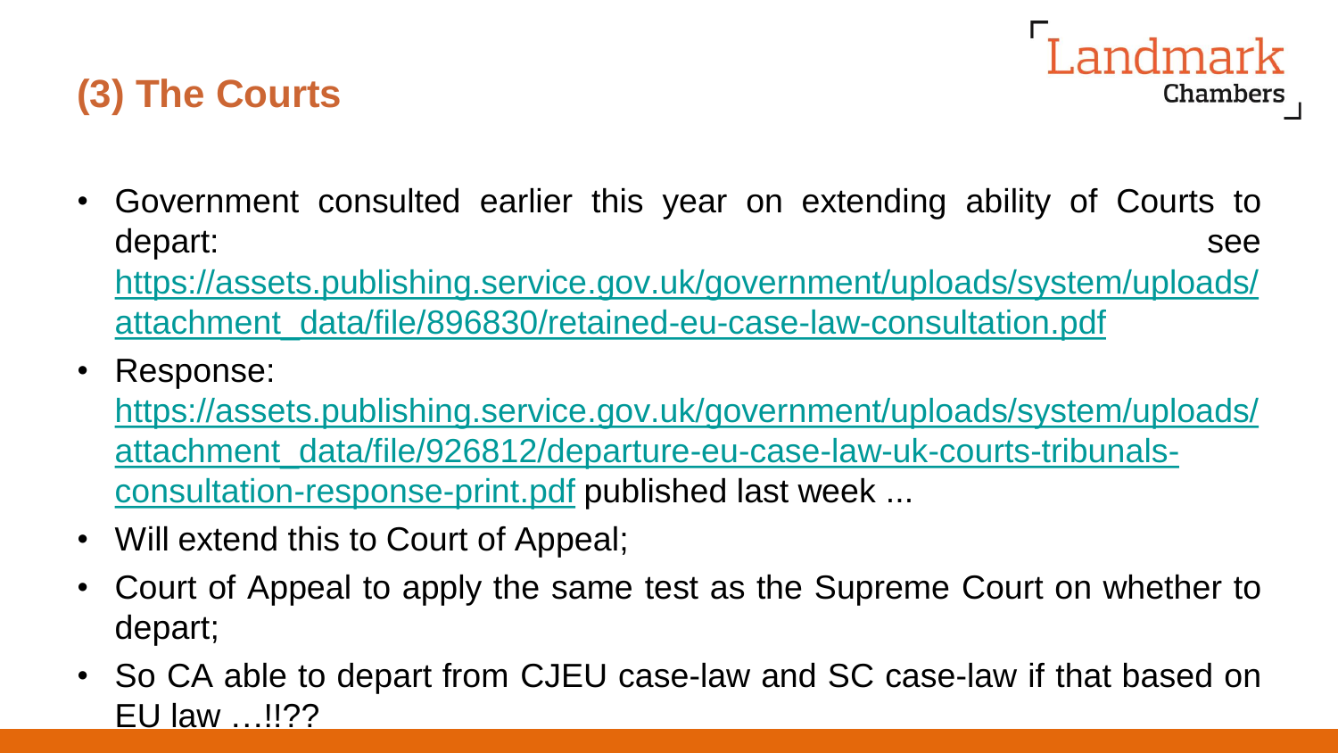## (3) The Courts

- Government consulted earlier this year on extending ability of Courts to depart: see https://assets.publishing.service.gov.uk/government/uploads/system/uploads/attachment_data/file/896830/retained-eu-case-law-consultation.pdf
- Response: https://assets.publishing.service.gov.uk/government/uploads/system/uploads/attachment_data/file/926812/departure-eu-case-law-uk-courts-tribunals-consultation-response-print.pdf published last week ...
- Will extend this to Court of Appeal;
- Court of Appeal to apply the same test as the Supreme Court on whether to depart;
- So CA able to depart from CJEU case-law and SC case-law if that based on EU law …!!??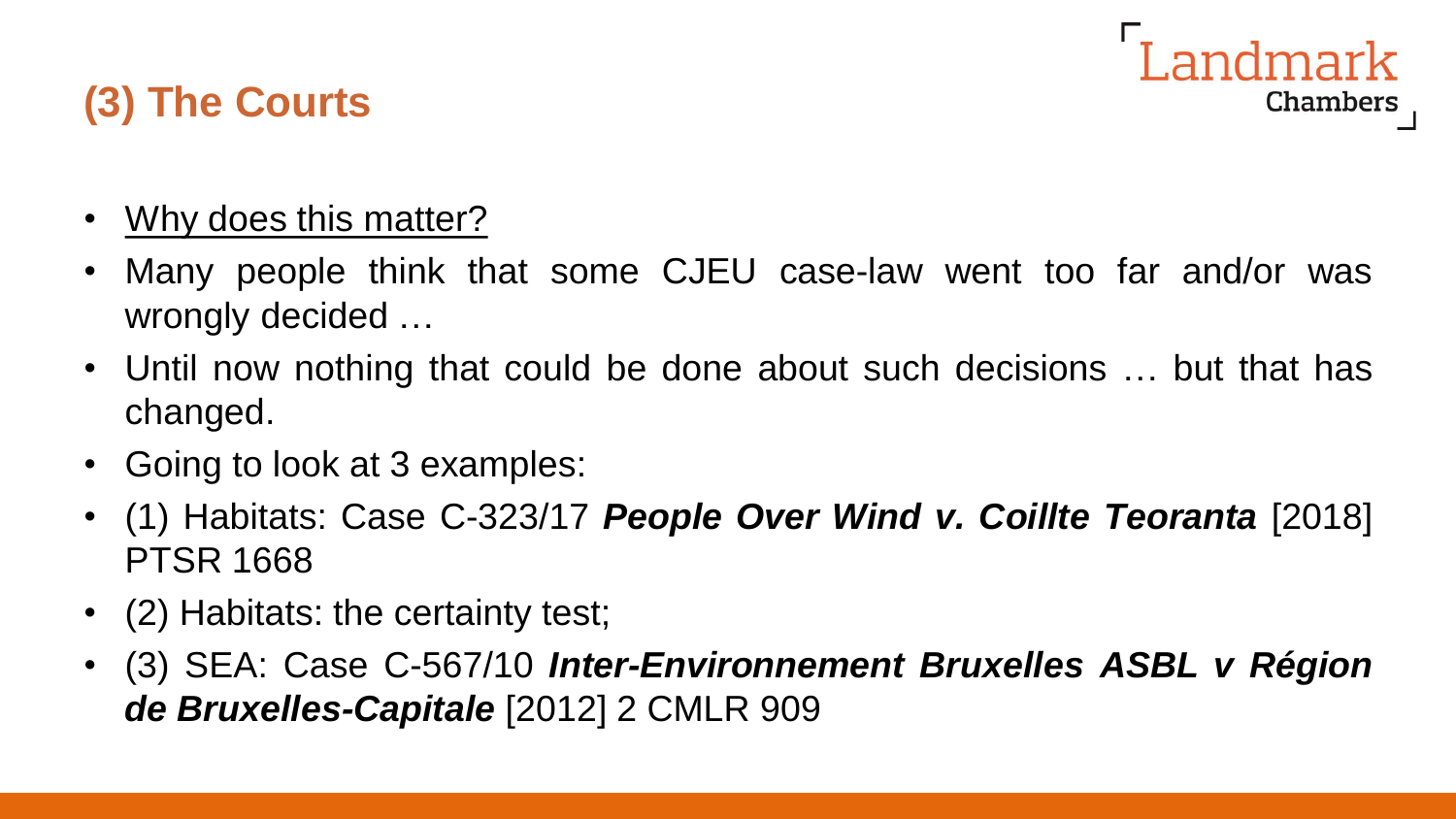## (3) The Courts

- Why does this matter?
- Many people think that some CJEU case-law went too far and/or was wrongly decided …
- Until now nothing that could be done about such decisions … but that has changed.
- Going to look at 3 examples:
- (1) Habitats: Case C-323/17 ***People Over Wind v. Coillte Teoranta*** [2018] PTSR 1668
- (2) Habitats: the certainty test;
- (3) SEA: Case C-567/10 ***Inter-Environnement Bruxelles ASBL v Région de Bruxelles-Capitale*** [2012] 2 CMLR 909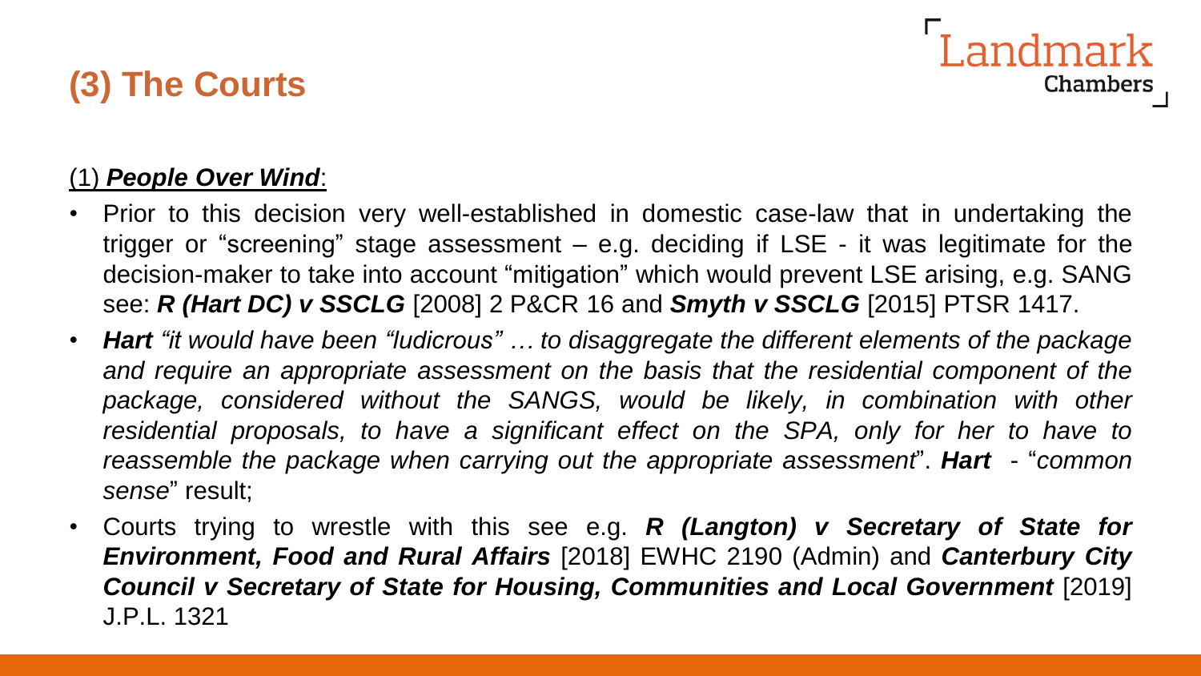## (3) The Courts

(1) ***People Over Wind***:

- Prior to this decision very well-established in domestic case-law that in undertaking the trigger or "screening" stage assessment – e.g. deciding if LSE - it was legitimate for the decision-maker to take into account "mitigation" which would prevent LSE arising, e.g. SANG see: ***R (Hart DC) v SSCLG*** [2008] 2 P&CR 16 and ***Smyth v SSCLG*** [2015] PTSR 1417.
- ***Hart*** *"it would have been "ludicrous" … to disaggregate the different elements of the package and require an appropriate assessment on the basis that the residential component of the package, considered without the SANGS, would be likely, in combination with other residential proposals, to have a significant effect on the SPA, only for her to have to reassemble the package when carrying out the appropriate assessment*". ***Hart*** - "*common sense*" result;
- Courts trying to wrestle with this see e.g. ***R (Langton) v Secretary of State for Environment, Food and Rural Affairs*** [2018] EWHC 2190 (Admin) and ***Canterbury City Council v Secretary of State for Housing, Communities and Local Government*** [2019] J.P.L. 1321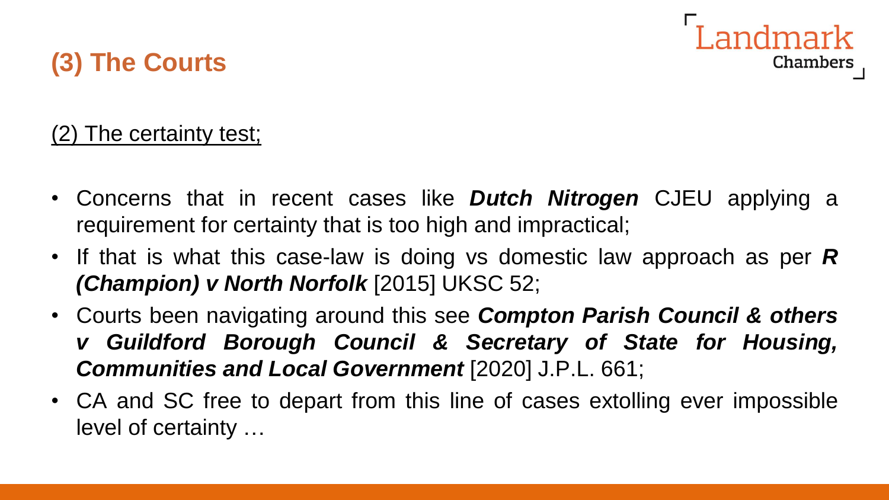## (3) The Courts

(2) The certainty test;

- Concerns that in recent cases like ***Dutch Nitrogen*** CJEU applying a requirement for certainty that is too high and impractical;
- If that is what this case-law is doing vs domestic law approach as per ***R (Champion) v North Norfolk*** [2015] UKSC 52;
- Courts been navigating around this see ***Compton Parish Council & others v Guildford Borough Council & Secretary of State for Housing, Communities and Local Government*** [2020] J.P.L. 661;
- CA and SC free to depart from this line of cases extolling ever impossible level of certainty …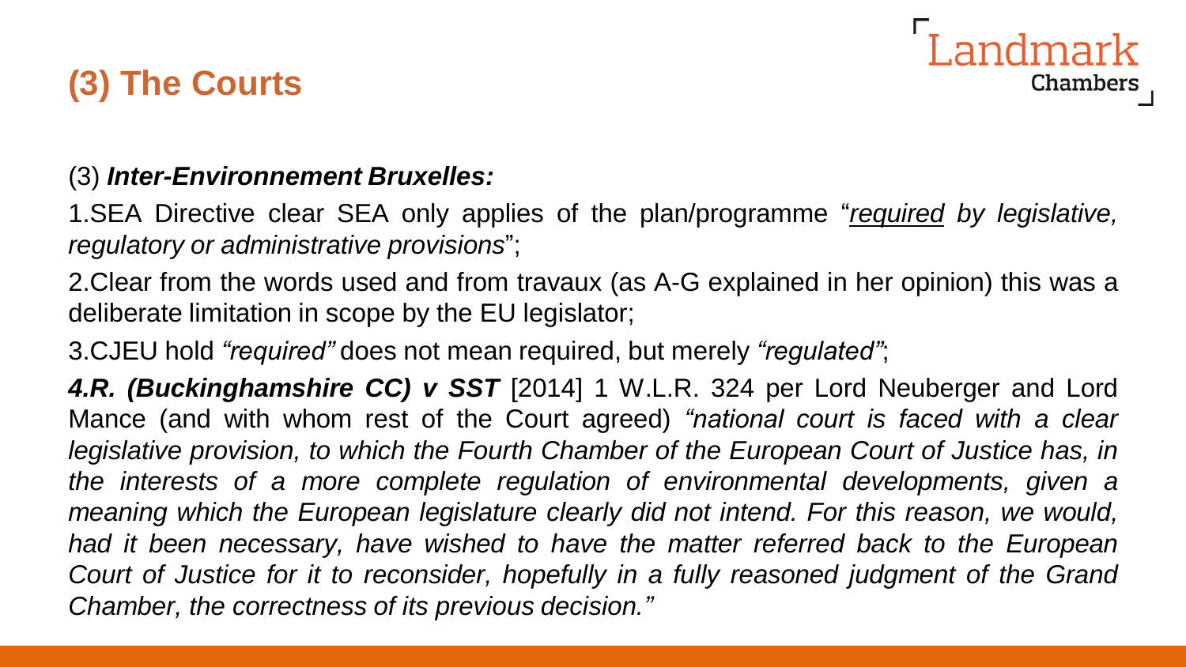## (3) The Courts

(3) ***Inter-Environnement Bruxelles:***

1. SEA Directive clear SEA only applies of the plan/programme "*required by legislative, regulatory or administrative provisions*";
2. Clear from the words used and from travaux (as A-G explained in her opinion) this was a deliberate limitation in scope by the EU legislator;
3. CJEU hold *"required"* does not mean required, but merely *"regulated"*;
4. ***R. (Buckinghamshire CC) v SST*** [2014] 1 W.L.R. 324 per Lord Neuberger and Lord Mance (and with whom rest of the Court agreed) *"national court is faced with a clear legislative provision, to which the Fourth Chamber of the European Court of Justice has, in the interests of a more complete regulation of environmental developments, given a meaning which the European legislature clearly did not intend. For this reason, we would, had it been necessary, have wished to have the matter referred back to the European Court of Justice for it to reconsider, hopefully in a fully reasoned judgment of the Grand Chamber, the correctness of its previous decision."*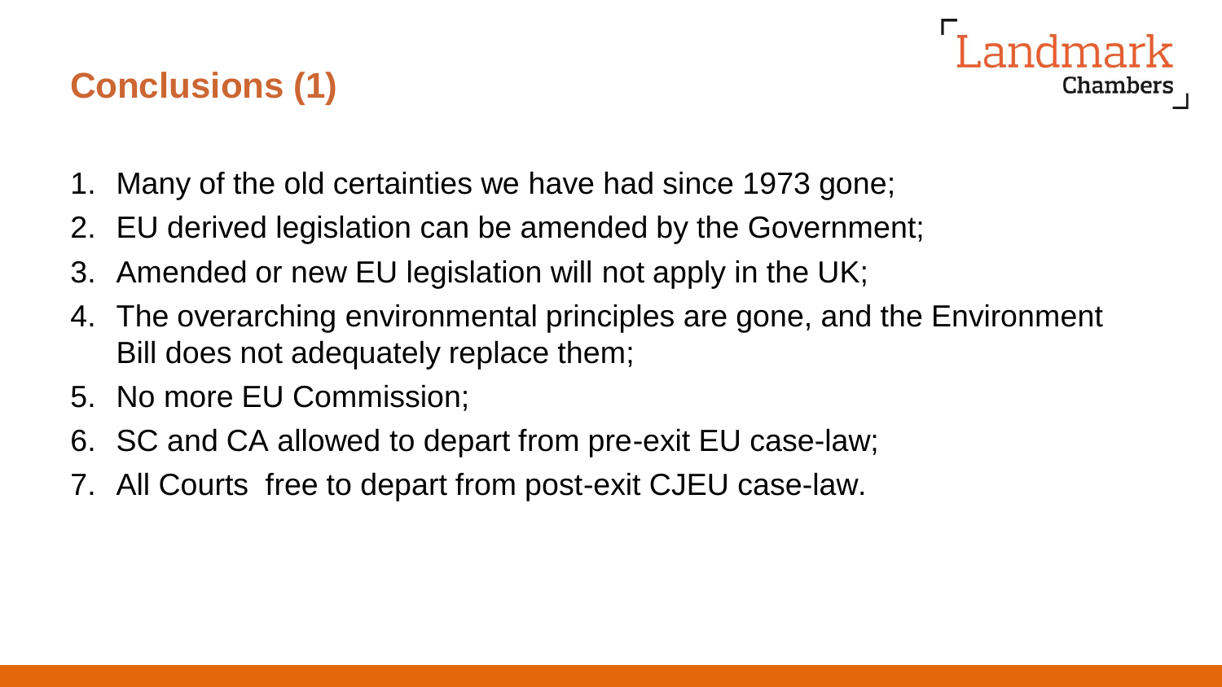## Conclusions (1)

1. Many of the old certainties we have had since 1973 gone;
2. EU derived legislation can be amended by the Government;
3. Amended or new EU legislation will not apply in the UK;
4. The overarching environmental principles are gone, and the Environment Bill does not adequately replace them;
5. No more EU Commission;
6. SC and CA allowed to depart from pre-exit EU case-law;
7. All Courts free to depart from post-exit CJEU case-law.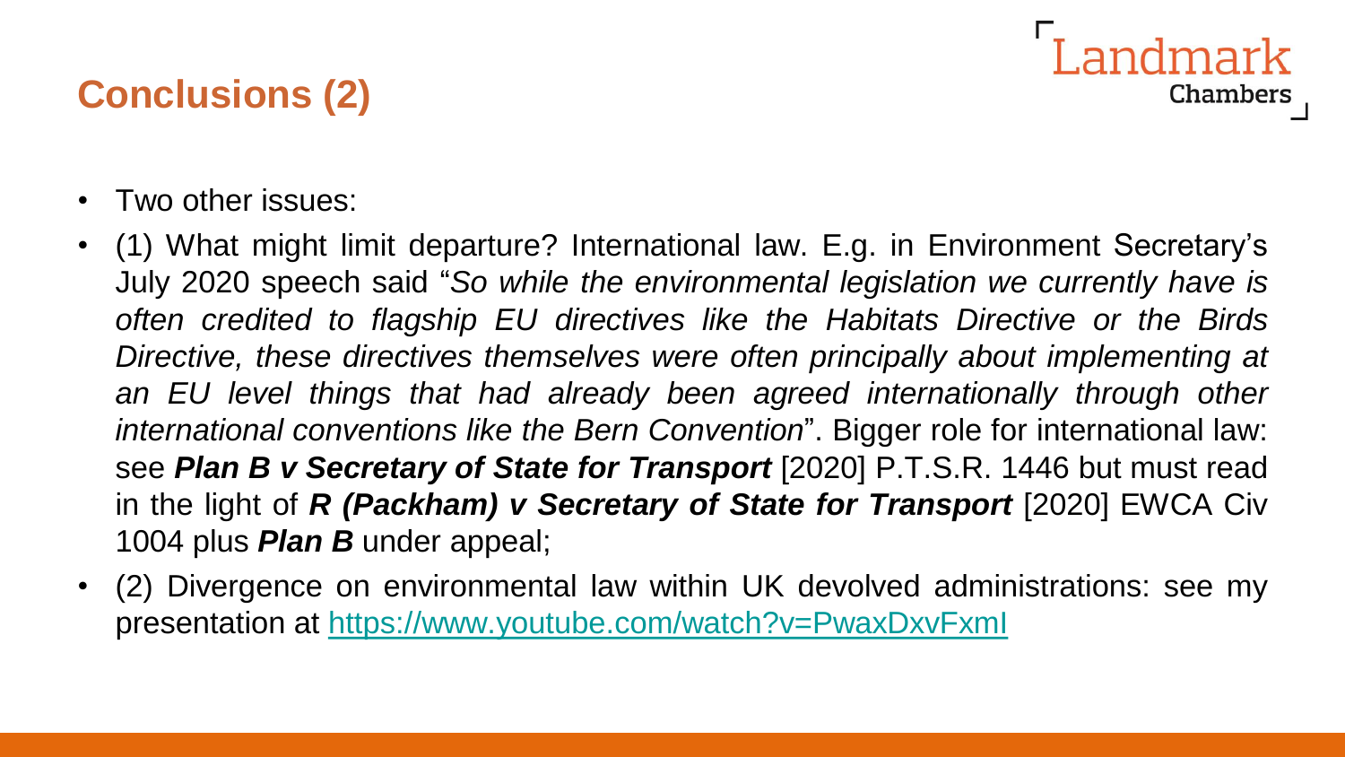## Conclusions (2)

- Two other issues:
- (1) What might limit departure? International law. E.g. in Environment Secretary's July 2020 speech said "*So while the environmental legislation we currently have is often credited to flagship EU directives like the Habitats Directive or the Birds Directive, these directives themselves were often principally about implementing at an EU level things that had already been agreed internationally through other international conventions like the Bern Convention*". Bigger role for international law: see ***Plan B v Secretary of State for Transport*** [2020] P.T.S.R. 1446 but must read in the light of ***R (Packham) v Secretary of State for Transport*** [2020] EWCA Civ 1004 plus ***Plan B*** under appeal;
- (2) Divergence on environmental law within UK devolved administrations: see my presentation at [https://www.youtube.com/watch?v=PwaxDxvFxmI](https://www.youtube.com/watch?v=PwaxDxvFxmI)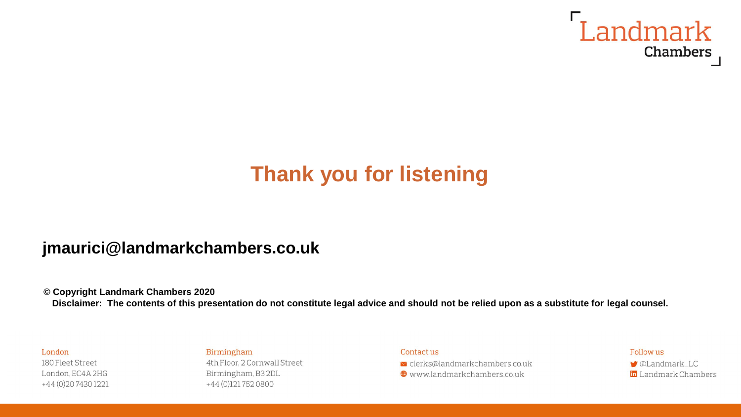Landmark Chambers

# Thank you for listening

**jmaurici@landmarkchambers.co.uk**

**© Copyright Landmark Chambers 2020**

**Disclaimer: The contents of this presentation do not constitute legal advice and should not be relied upon as a substitute for legal counsel.**

London
180 Fleet Street
London, EC4A 2HG
+44 (0)20 7430 1221

Birmingham
4th Floor, 2 Cornwall Street
Birmingham, B3 2DL
+44 (0)121 752 0800

Contact us
clerks@landmarkchambers.co.uk
www.landmarkchambers.co.uk

Follow us
@Landmark_LC
Landmark Chambers